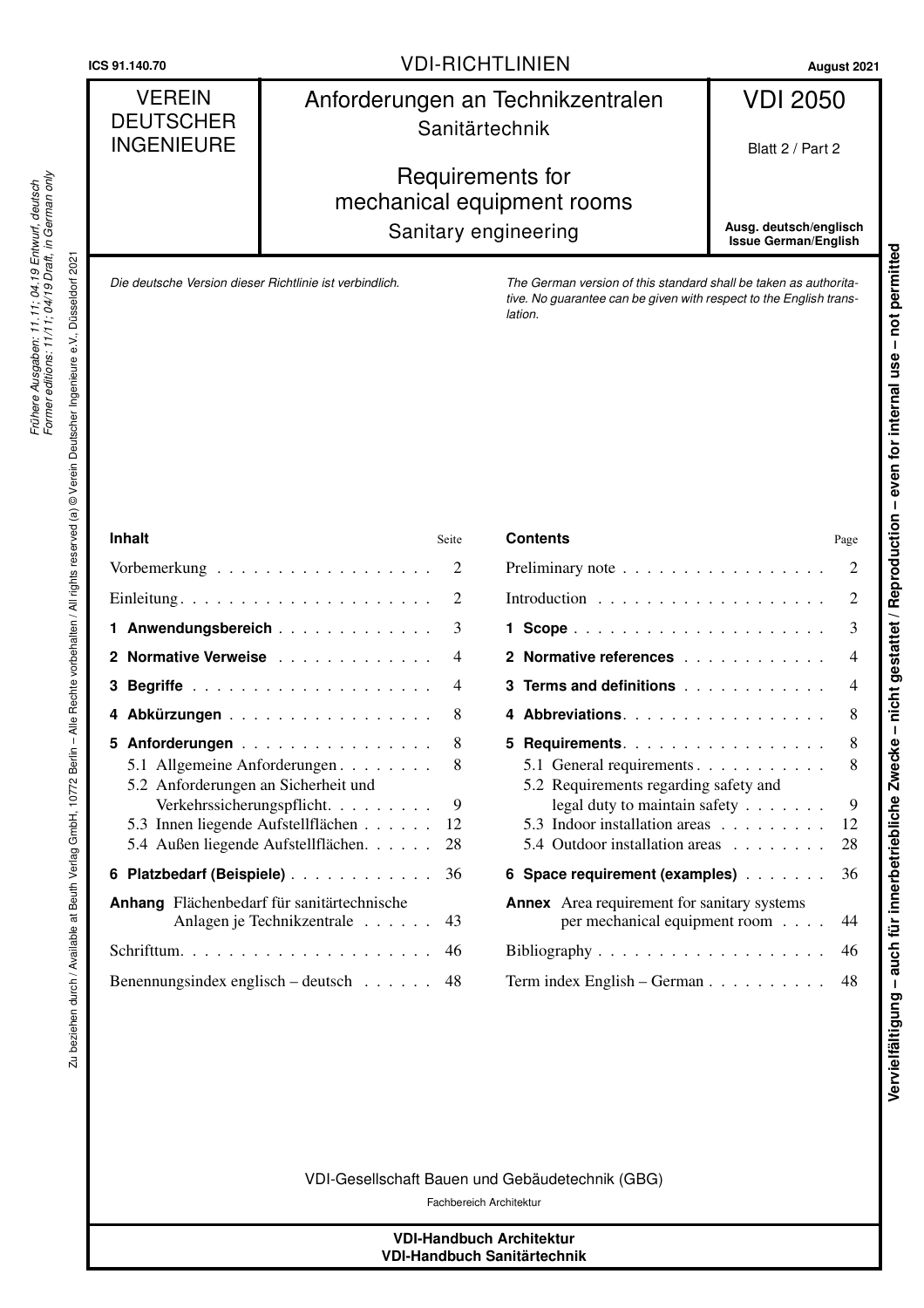ICS 91.140.70 — VDI-RICHTLINIEN — August 2021

| VEREIN DEUTSCHER INGENIEURE | Anforderungen an Technikzentralen<br>Sanitärtechnik<br><br>Requirements for mechanical equipment rooms<br>Sanitary engineering | VDI 2050<br><br>Blatt 2 / Part 2<br><br>**Ausg. deutsch/englisch**<br>**Issue German/English** |
|---|---|---|

*Frühere Ausgaben: 11.11; 04.19 Entwurf, deutsch*
*Former editions: 11/11; 04/19 Draft, in German only*

Zu beziehen durch / Available at Beuth Verlag GmbH, 10772 Berlin – Alle Rechte vorbehalten / All rights reserved (a) © Verein Deutscher Ingenieure e.V., Düsseldorf 2021

**Vervielfältigung – auch für innerbetriebliche Zwecke – nicht gestattet / Reproduction – even for internal use – not permitted**

*Die deutsche Version dieser Richtlinie ist verbindlich.*

*The German version of this standard shall be taken as authoritative. No guarantee can be given with respect to the English translation.*

| **Inhalt** | Seite |
|---|---|
| Vorbemerkung | 2 |
| Einleitung | 2 |
| **1 Anwendungsbereich** | 3 |
| **2 Normative Verweise** | 4 |
| **3 Begriffe** | 4 |
| **4 Abkürzungen** | 8 |
| **5 Anforderungen** | 8 |
| 5.1 Allgemeine Anforderungen | 8 |
| 5.2 Anforderungen an Sicherheit und Verkehrssicherungspflicht | 9 |
| 5.3 Innen liegende Aufstellflächen | 12 |
| 5.4 Außen liegende Aufstellflächen | 28 |
| **6 Platzbedarf (Beispiele)** | 36 |
| **Anhang** Flächenbedarf für sanitärtechnische Anlagen je Technikzentrale | 43 |
| Schrifttum | 46 |
| Benennungsindex englisch – deutsch | 48 |

| **Contents** | Page |
|---|---|
| Preliminary note | 2 |
| Introduction | 2 |
| **1 Scope** | 3 |
| **2 Normative references** | 4 |
| **3 Terms and definitions** | 4 |
| **4 Abbreviations** | 8 |
| **5 Requirements** | 8 |
| 5.1 General requirements | 8 |
| 5.2 Requirements regarding safety and legal duty to maintain safety | 9 |
| 5.3 Indoor installation areas | 12 |
| 5.4 Outdoor installation areas | 28 |
| **6 Space requirement (examples)** | 36 |
| **Annex** Area requirement for sanitary systems per mechanical equipment room | 44 |
| Bibliography | 46 |
| Term index English – German | 48 |

VDI-Gesellschaft Bauen und Gebäudetechnik (GBG)

Fachbereich Architektur

**VDI-Handbuch Architektur**
**VDI-Handbuch Sanitärtechnik**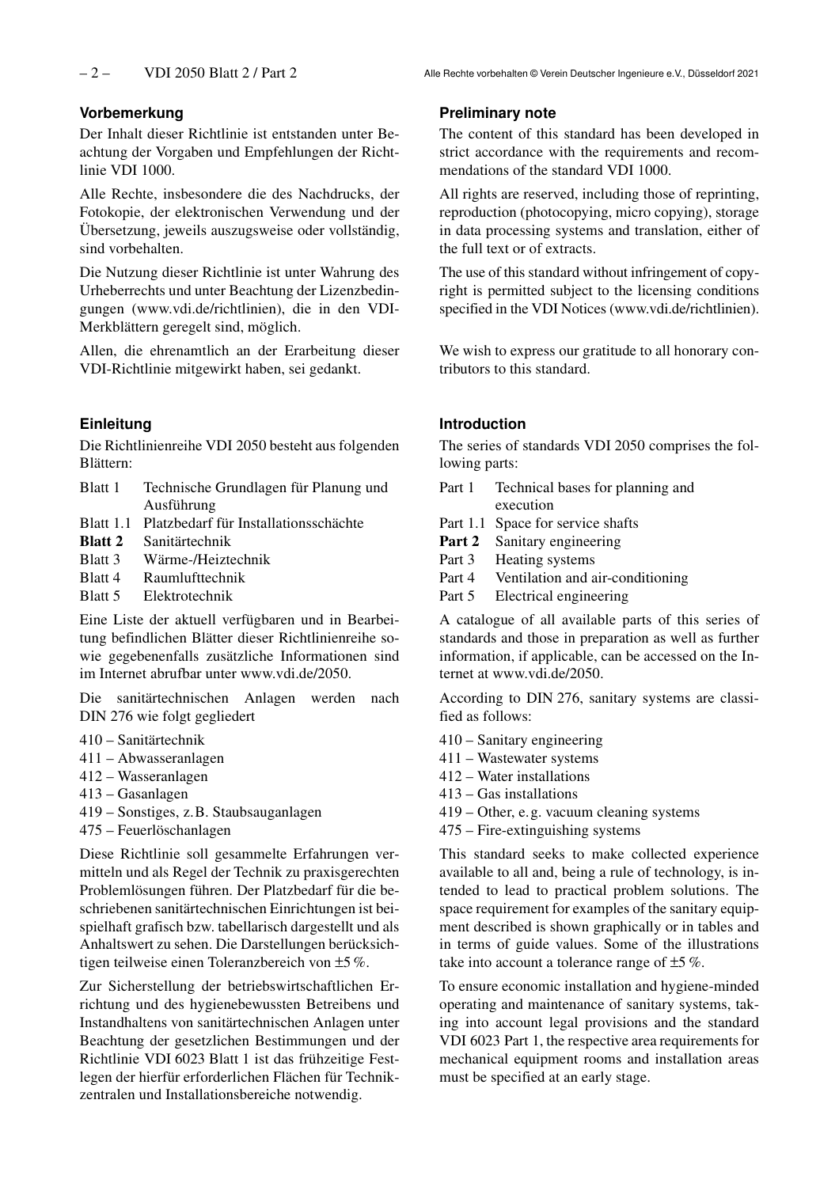## Vorbemerkung

Der Inhalt dieser Richtlinie ist entstanden unter Beachtung der Vorgaben und Empfehlungen der Richtlinie VDI 1000.

Alle Rechte, insbesondere die des Nachdrucks, der Fotokopie, der elektronischen Verwendung und der Übersetzung, jeweils auszugsweise oder vollständig, sind vorbehalten.

Die Nutzung dieser Richtlinie ist unter Wahrung des Urheberrechts und unter Beachtung der Lizenzbedingungen (www.vdi.de/richtlinien), die in den VDI-Merkblättern geregelt sind, möglich.

Allen, die ehrenamtlich an der Erarbeitung dieser VDI-Richtlinie mitgewirkt haben, sei gedankt.

## Einleitung

Die Richtlinienreihe VDI 2050 besteht aus folgenden Blättern:

| | |
|---|---|
| Blatt 1 | Technische Grundlagen für Planung und Ausführung |
| Blatt 1.1 | Platzbedarf für Installationsschächte |
| **Blatt 2** | Sanitärtechnik |
| Blatt 3 | Wärme-/Heiztechnik |
| Blatt 4 | Raumlufttechnik |
| Blatt 5 | Elektrotechnik |

Eine Liste der aktuell verfügbaren und in Bearbeitung befindlichen Blätter dieser Richtlinienreihe sowie gegebenenfalls zusätzliche Informationen sind im Internet abrufbar unter www.vdi.de/2050.

Die sanitärtechnischen Anlagen werden nach DIN 276 wie folgt gegliedert

410 – Sanitärtechnik
411 – Abwasseranlagen
412 – Wasseranlagen
413 – Gasanlagen
419 – Sonstiges, z. B. Staubsauganlagen
475 – Feuerlöschanlagen

Diese Richtlinie soll gesammelte Erfahrungen vermitteln und als Regel der Technik zu praxisgerechten Problemlösungen führen. Der Platzbedarf für die beschriebenen sanitärtechnischen Einrichtungen ist beispielhaft grafisch bzw. tabellarisch dargestellt und als Anhaltswert zu sehen. Die Darstellungen berücksichtigen teilweise einen Toleranzbereich von ±5 %.

Zur Sicherstellung der betriebswirtschaftlichen Errichtung und des hygienebewussten Betreibens und Instandhaltens von sanitärtechnischen Anlagen unter Beachtung der gesetzlichen Bestimmungen und der Richtlinie VDI 6023 Blatt 1 ist das frühzeitige Festlegen der hierfür erforderlichen Flächen für Technikzentralen und Installationsbereiche notwendig.

## Preliminary note

The content of this standard has been developed in strict accordance with the requirements and recommendations of the standard VDI 1000.

All rights are reserved, including those of reprinting, reproduction (photocopying, micro copying), storage in data processing systems and translation, either of the full text or of extracts.

The use of this standard without infringement of copyright is permitted subject to the licensing conditions specified in the VDI Notices (www.vdi.de/richtlinien).

We wish to express our gratitude to all honorary contributors to this standard.

## Introduction

The series of standards VDI 2050 comprises the following parts:

| | |
|---|---|
| Part 1 | Technical bases for planning and execution |
| Part 1.1 | Space for service shafts |
| **Part 2** | Sanitary engineering |
| Part 3 | Heating systems |
| Part 4 | Ventilation and air-conditioning |
| Part 5 | Electrical engineering |

A catalogue of all available parts of this series of standards and those in preparation as well as further information, if applicable, can be accessed on the Internet at www.vdi.de/2050.

According to DIN 276, sanitary systems are classified as follows:

410 – Sanitary engineering
411 – Wastewater systems
412 – Water installations
413 – Gas installations
419 – Other, e. g. vacuum cleaning systems
475 – Fire-extinguishing systems

This standard seeks to make collected experience available to all and, being a rule of technology, is intended to lead to practical problem solutions. The space requirement for examples of the sanitary equipment described is shown graphically or in tables and in terms of guide values. Some of the illustrations take into account a tolerance range of ±5 %.

To ensure economic installation and hygiene-minded operating and maintenance of sanitary systems, taking into account legal provisions and the standard VDI 6023 Part 1, the respective area requirements for mechanical equipment rooms and installation areas must be specified at an early stage.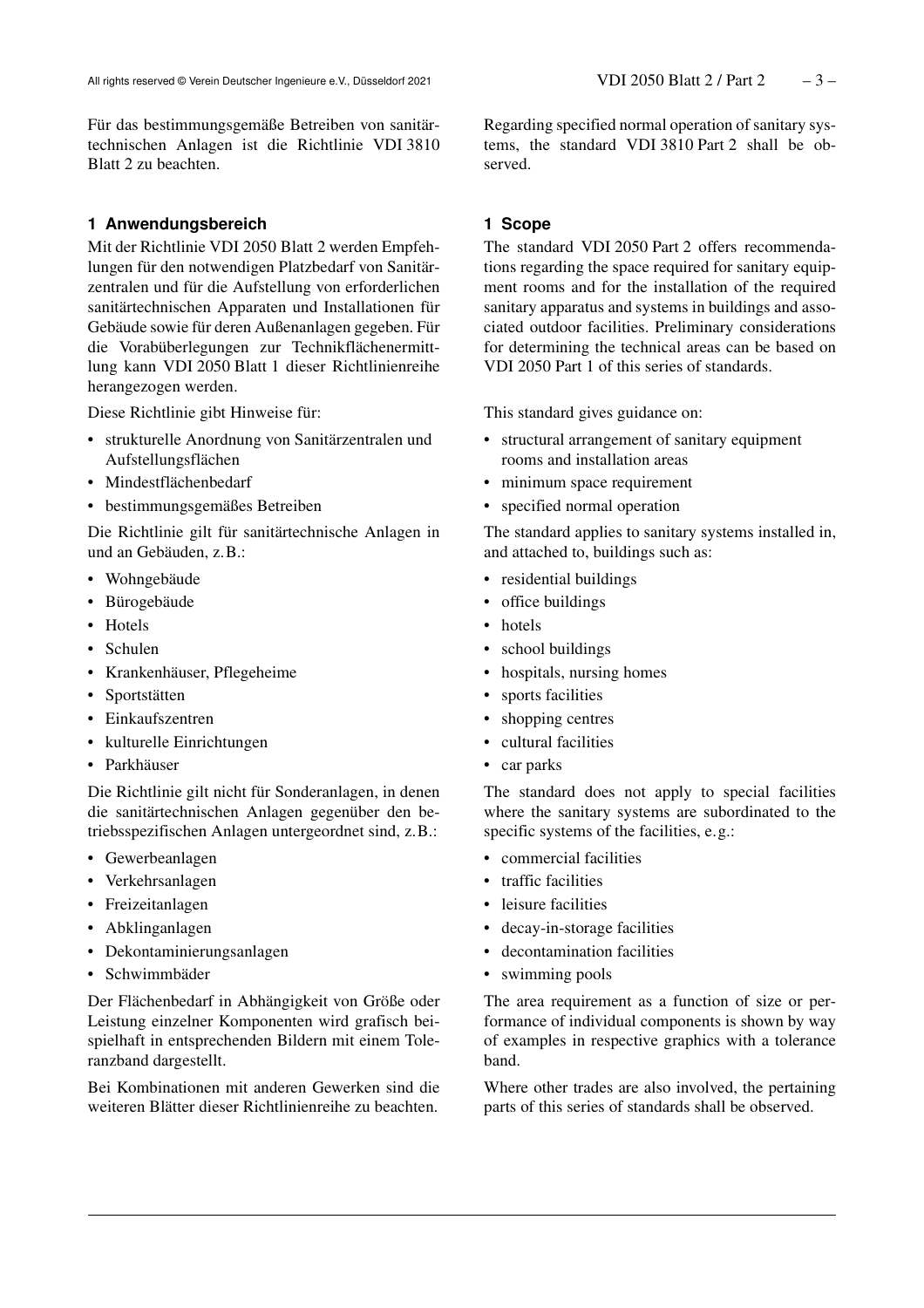Für das bestimmungsgemäße Betreiben von sanitärtechnischen Anlagen ist die Richtlinie VDI 3810 Blatt 2 zu beachten.

## 1 Anwendungsbereich

Mit der Richtlinie VDI 2050 Blatt 2 werden Empfehlungen für den notwendigen Platzbedarf von Sanitärzentralen und für die Aufstellung von erforderlichen sanitärtechnischen Apparaten und Installationen für Gebäude sowie für deren Außenanlagen gegeben. Für die Vorabüberlegungen zur Technikflächenermittlung kann VDI 2050 Blatt 1 dieser Richtlinienreihe herangezogen werden.

Diese Richtlinie gibt Hinweise für:

- strukturelle Anordnung von Sanitärzentralen und Aufstellungsflächen
- Mindestflächenbedarf
- bestimmungsgemäßes Betreiben

Die Richtlinie gilt für sanitärtechnische Anlagen in und an Gebäuden, z.B.:

- Wohngebäude
- Bürogebäude
- Hotels
- Schulen
- Krankenhäuser, Pflegeheime
- Sportstätten
- Einkaufszentren
- kulturelle Einrichtungen
- Parkhäuser

Die Richtlinie gilt nicht für Sonderanlagen, in denen die sanitärtechnischen Anlagen gegenüber den betriebsspezifischen Anlagen untergeordnet sind, z.B.:

- Gewerbeanlagen
- Verkehrsanlagen
- Freizeitanlagen
- Abklinganlagen
- Dekontaminierungsanlagen
- Schwimmbäder

Der Flächenbedarf in Abhängigkeit von Größe oder Leistung einzelner Komponenten wird grafisch beispielhaft in entsprechenden Bildern mit einem Toleranzband dargestellt.

Bei Kombinationen mit anderen Gewerken sind die weiteren Blätter dieser Richtlinienreihe zu beachten.

Regarding specified normal operation of sanitary systems, the standard VDI 3810 Part 2 shall be observed.

## 1 Scope

The standard VDI 2050 Part 2 offers recommendations regarding the space required for sanitary equipment rooms and for the installation of the required sanitary apparatus and systems in buildings and associated outdoor facilities. Preliminary considerations for determining the technical areas can be based on VDI 2050 Part 1 of this series of standards.

This standard gives guidance on:

- structural arrangement of sanitary equipment rooms and installation areas
- minimum space requirement
- specified normal operation

The standard applies to sanitary systems installed in, and attached to, buildings such as:

- residential buildings
- office buildings
- hotels
- school buildings
- hospitals, nursing homes
- sports facilities
- shopping centres
- cultural facilities
- car parks

The standard does not apply to special facilities where the sanitary systems are subordinated to the specific systems of the facilities, e.g.:

- commercial facilities
- traffic facilities
- leisure facilities
- decay-in-storage facilities
- decontamination facilities
- swimming pools

The area requirement as a function of size or performance of individual components is shown by way of examples in respective graphics with a tolerance band.

Where other trades are also involved, the pertaining parts of this series of standards shall be observed.